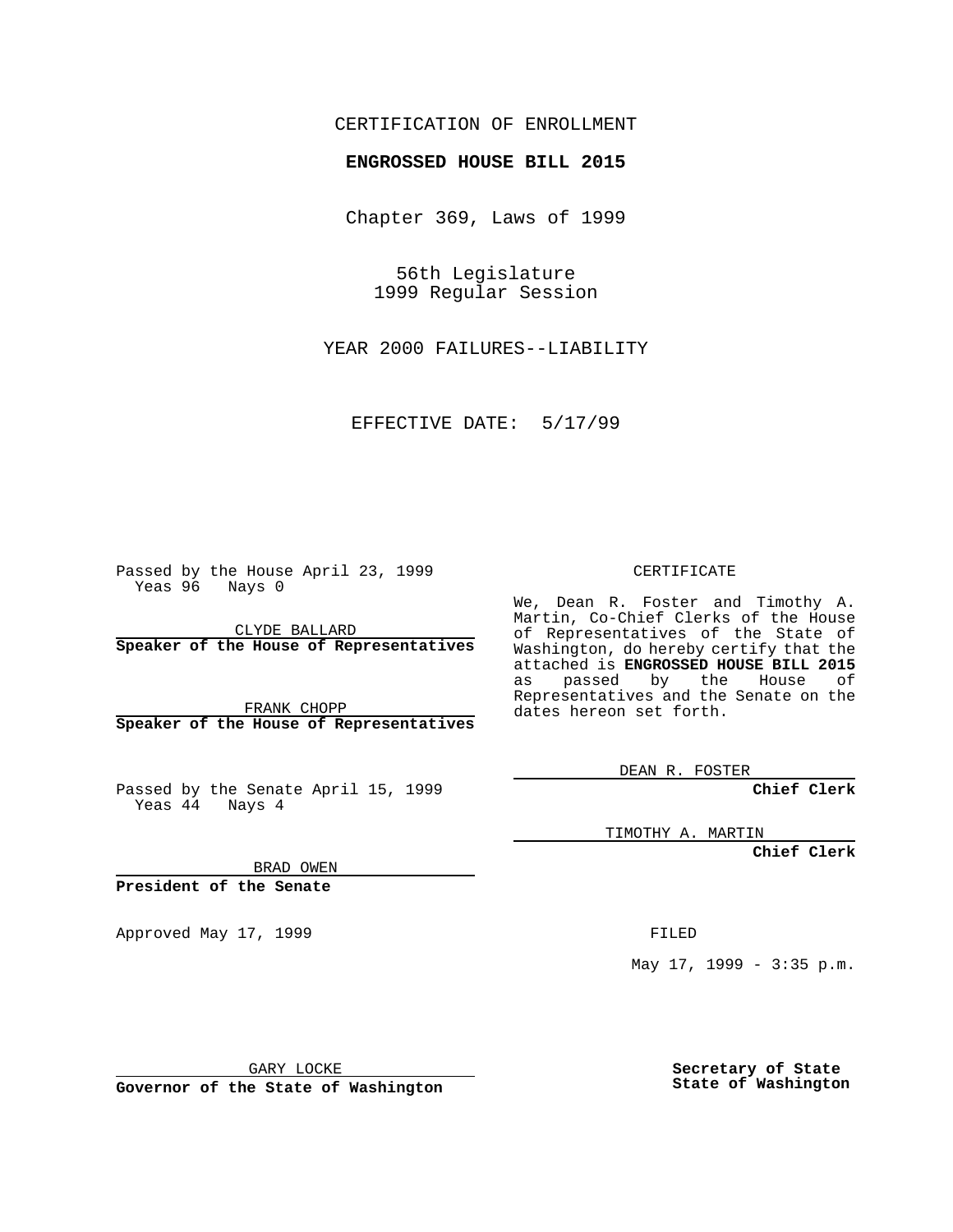CERTIFICATION OF ENROLLMENT

**ENGROSSED HOUSE BILL 2015**

Chapter 369, Laws of 1999

56th Legislature
1999 Regular Session

YEAR 2000 FAILURES--LIABILITY

EFFECTIVE DATE: 5/17/99

Passed by the House April 23, 1999
Yeas 96 Nays 0

CLYDE BALLARD
**Speaker of the House of Representatives**

FRANK CHOPP
**Speaker of the House of Representatives**

Passed by the Senate April 15, 1999
Yeas 44 Nays 4

BRAD OWEN
**President of the Senate**

Approved May 17, 1999

GARY LOCKE
**Governor of the State of Washington**

CERTIFICATE

We, Dean R. Foster and Timothy A. Martin, Co-Chief Clerks of the House of Representatives of the State of Washington, do hereby certify that the attached is **ENGROSSED HOUSE BILL 2015** as passed by the House of Representatives and the Senate on the dates hereon set forth.

DEAN R. FOSTER
**Chief Clerk**

TIMOTHY A. MARTIN
**Chief Clerk**

FILED

May 17, 1999 - 3:35 p.m.

**Secretary of State**
**State of Washington**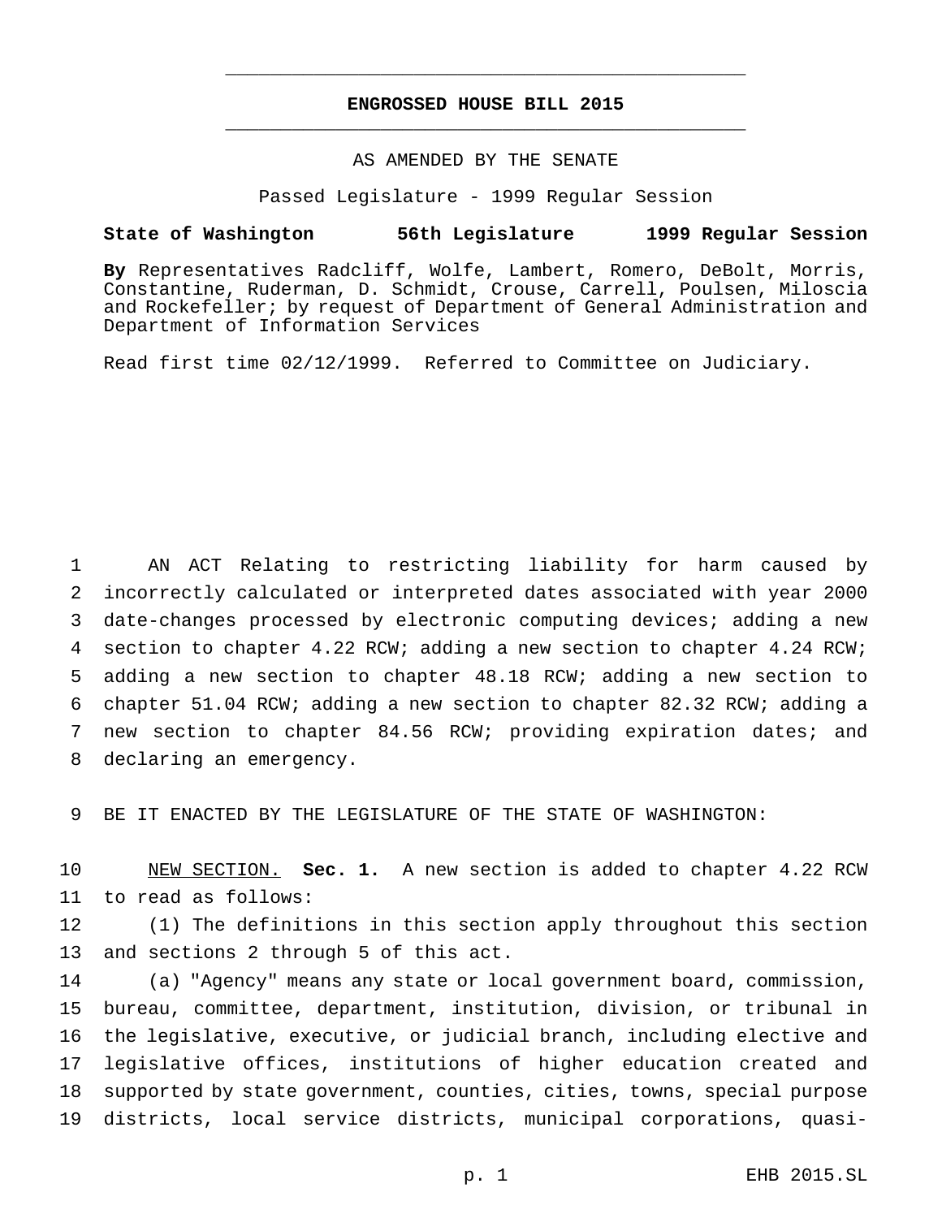# ENGROSSED HOUSE BILL 2015

AS AMENDED BY THE SENATE

Passed Legislature - 1999 Regular Session

**State of Washington 56th Legislature 1999 Regular Session**

**By** Representatives Radcliff, Wolfe, Lambert, Romero, DeBolt, Morris, Constantine, Ruderman, D. Schmidt, Crouse, Carrell, Poulsen, Miloscia and Rockefeller; by request of Department of General Administration and Department of Information Services

Read first time 02/12/1999. Referred to Committee on Judiciary.

1 AN ACT Relating to restricting liability for harm caused by
2 incorrectly calculated or interpreted dates associated with year 2000
3 date-changes processed by electronic computing devices; adding a new
4 section to chapter 4.22 RCW; adding a new section to chapter 4.24 RCW;
5 adding a new section to chapter 48.18 RCW; adding a new section to
6 chapter 51.04 RCW; adding a new section to chapter 82.32 RCW; adding a
7 new section to chapter 84.56 RCW; providing expiration dates; and
8 declaring an emergency.

9 BE IT ENACTED BY THE LEGISLATURE OF THE STATE OF WASHINGTON:

10 NEW SECTION. **Sec. 1.** A new section is added to chapter 4.22 RCW
11 to read as follows:

12 (1) The definitions in this section apply throughout this section
13 and sections 2 through 5 of this act.

14 (a) "Agency" means any state or local government board, commission,
15 bureau, committee, department, institution, division, or tribunal in
16 the legislative, executive, or judicial branch, including elective and
17 legislative offices, institutions of higher education created and
18 supported by state government, counties, cities, towns, special purpose
19 districts, local service districts, municipal corporations, quasi-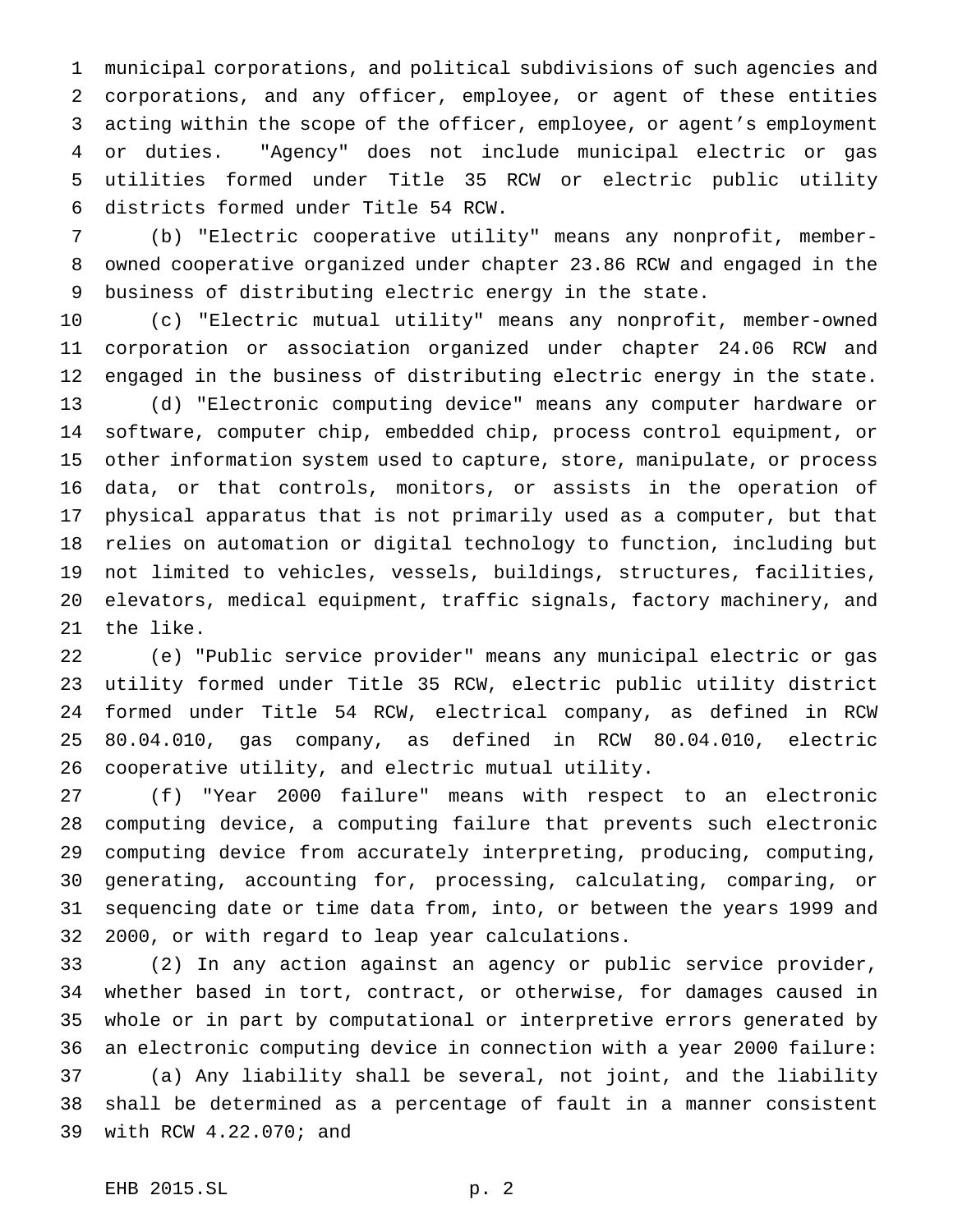municipal corporations, and political subdivisions of such agencies and corporations, and any officer, employee, or agent of these entities acting within the scope of the officer, employee, or agent's employment or duties. "Agency" does not include municipal electric or gas utilities formed under Title 35 RCW or electric public utility districts formed under Title 54 RCW.

(b) "Electric cooperative utility" means any nonprofit, member-owned cooperative organized under chapter 23.86 RCW and engaged in the business of distributing electric energy in the state.

(c) "Electric mutual utility" means any nonprofit, member-owned corporation or association organized under chapter 24.06 RCW and engaged in the business of distributing electric energy in the state.

(d) "Electronic computing device" means any computer hardware or software, computer chip, embedded chip, process control equipment, or other information system used to capture, store, manipulate, or process data, or that controls, monitors, or assists in the operation of physical apparatus that is not primarily used as a computer, but that relies on automation or digital technology to function, including but not limited to vehicles, vessels, buildings, structures, facilities, elevators, medical equipment, traffic signals, factory machinery, and the like.

(e) "Public service provider" means any municipal electric or gas utility formed under Title 35 RCW, electric public utility district formed under Title 54 RCW, electrical company, as defined in RCW 80.04.010, gas company, as defined in RCW 80.04.010, electric cooperative utility, and electric mutual utility.

(f) "Year 2000 failure" means with respect to an electronic computing device, a computing failure that prevents such electronic computing device from accurately interpreting, producing, computing, generating, accounting for, processing, calculating, comparing, or sequencing date or time data from, into, or between the years 1999 and 2000, or with regard to leap year calculations.

(2) In any action against an agency or public service provider, whether based in tort, contract, or otherwise, for damages caused in whole or in part by computational or interpretive errors generated by an electronic computing device in connection with a year 2000 failure:

(a) Any liability shall be several, not joint, and the liability shall be determined as a percentage of fault in a manner consistent with RCW 4.22.070; and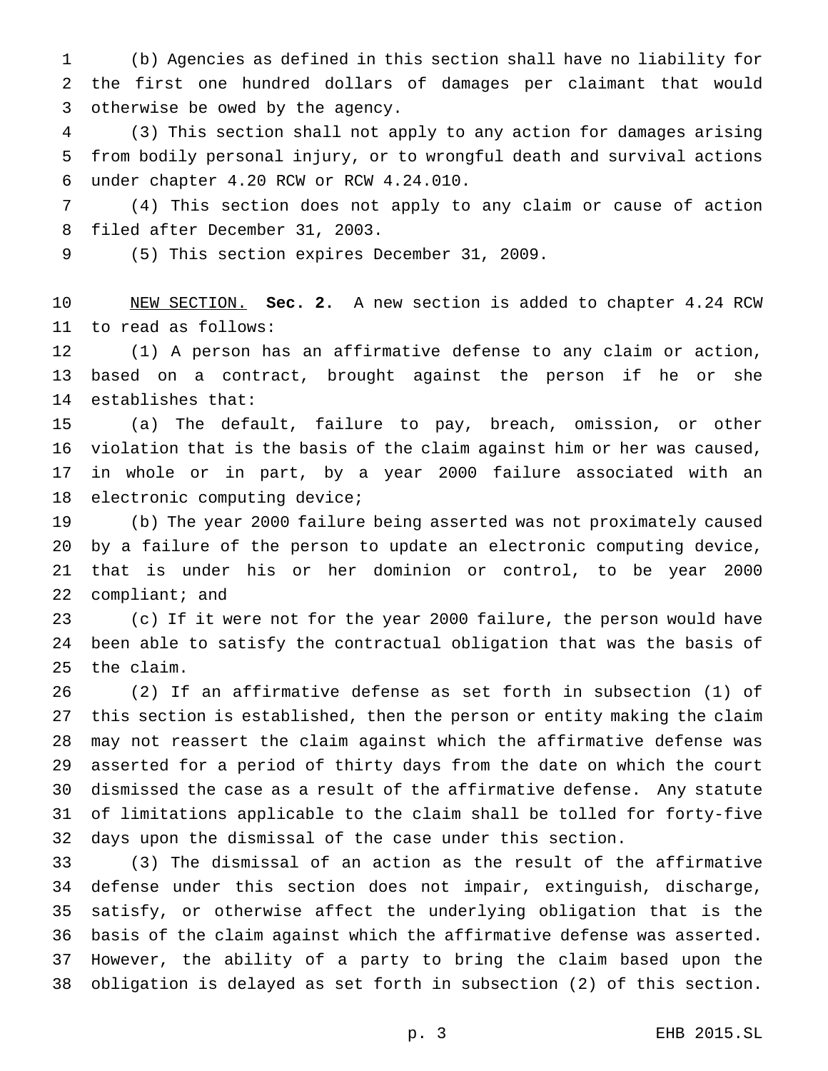(b) Agencies as defined in this section shall have no liability for the first one hundred dollars of damages per claimant that would otherwise be owed by the agency.

(3) This section shall not apply to any action for damages arising from bodily personal injury, or to wrongful death and survival actions under chapter 4.20 RCW or RCW 4.24.010.

(4) This section does not apply to any claim or cause of action filed after December 31, 2003.

(5) This section expires December 31, 2009.

NEW SECTION. **Sec. 2.** A new section is added to chapter 4.24 RCW to read as follows:

(1) A person has an affirmative defense to any claim or action, based on a contract, brought against the person if he or she establishes that:

(a) The default, failure to pay, breach, omission, or other violation that is the basis of the claim against him or her was caused, in whole or in part, by a year 2000 failure associated with an electronic computing device;

(b) The year 2000 failure being asserted was not proximately caused by a failure of the person to update an electronic computing device, that is under his or her dominion or control, to be year 2000 compliant; and

(c) If it were not for the year 2000 failure, the person would have been able to satisfy the contractual obligation that was the basis of the claim.

(2) If an affirmative defense as set forth in subsection (1) of this section is established, then the person or entity making the claim may not reassert the claim against which the affirmative defense was asserted for a period of thirty days from the date on which the court dismissed the case as a result of the affirmative defense. Any statute of limitations applicable to the claim shall be tolled for forty-five days upon the dismissal of the case under this section.

(3) The dismissal of an action as the result of the affirmative defense under this section does not impair, extinguish, discharge, satisfy, or otherwise affect the underlying obligation that is the basis of the claim against which the affirmative defense was asserted. However, the ability of a party to bring the claim based upon the obligation is delayed as set forth in subsection (2) of this section.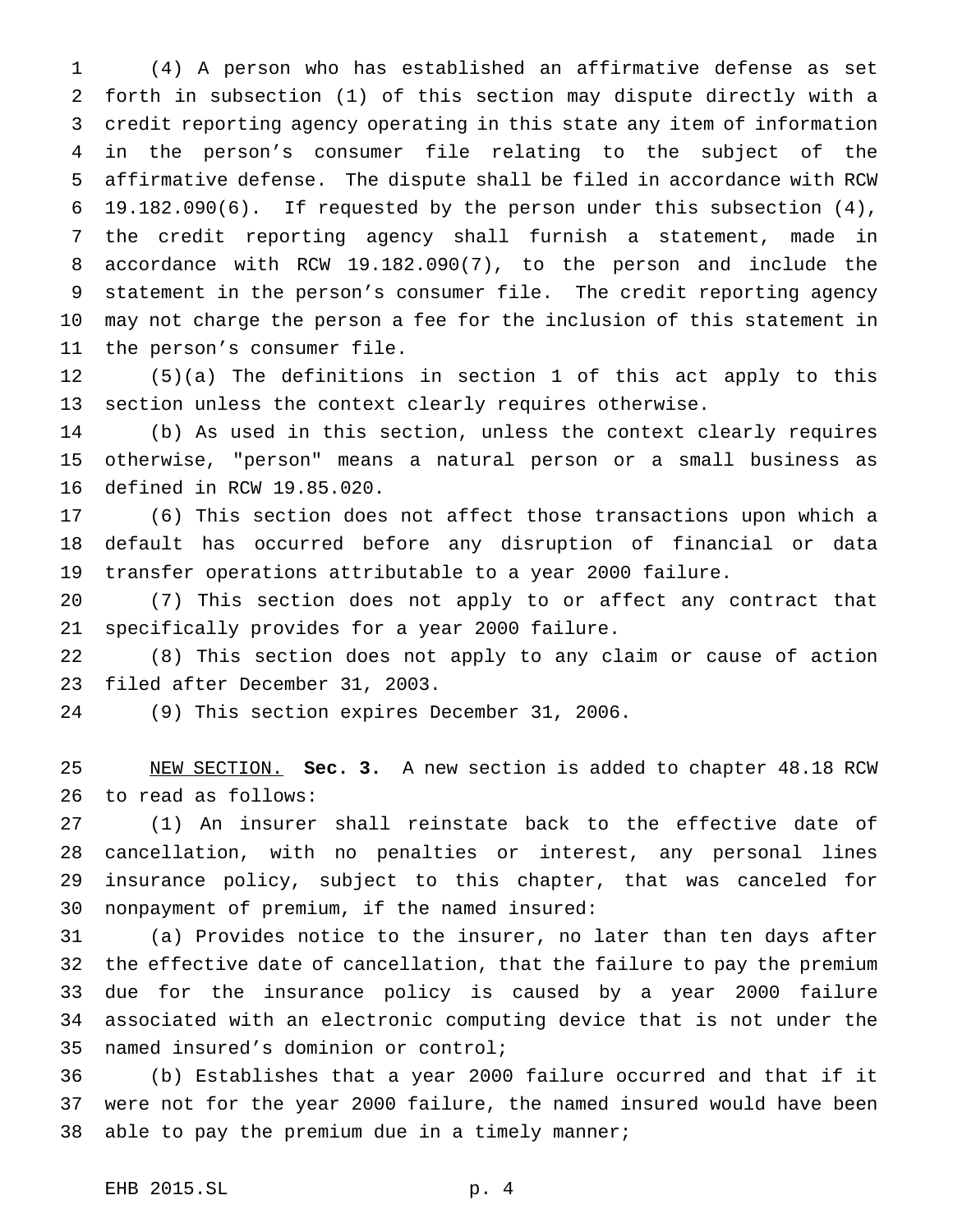(4) A person who has established an affirmative defense as set forth in subsection (1) of this section may dispute directly with a credit reporting agency operating in this state any item of information in the person's consumer file relating to the subject of the affirmative defense. The dispute shall be filed in accordance with RCW 19.182.090(6). If requested by the person under this subsection (4), the credit reporting agency shall furnish a statement, made in accordance with RCW 19.182.090(7), to the person and include the statement in the person's consumer file. The credit reporting agency may not charge the person a fee for the inclusion of this statement in the person's consumer file.

(5)(a) The definitions in section 1 of this act apply to this section unless the context clearly requires otherwise.

(b) As used in this section, unless the context clearly requires otherwise, "person" means a natural person or a small business as defined in RCW 19.85.020.

(6) This section does not affect those transactions upon which a default has occurred before any disruption of financial or data transfer operations attributable to a year 2000 failure.

(7) This section does not apply to or affect any contract that specifically provides for a year 2000 failure.

(8) This section does not apply to any claim or cause of action filed after December 31, 2003.

(9) This section expires December 31, 2006.

NEW SECTION. **Sec. 3.** A new section is added to chapter 48.18 RCW to read as follows:

(1) An insurer shall reinstate back to the effective date of cancellation, with no penalties or interest, any personal lines insurance policy, subject to this chapter, that was canceled for nonpayment of premium, if the named insured:

(a) Provides notice to the insurer, no later than ten days after the effective date of cancellation, that the failure to pay the premium due for the insurance policy is caused by a year 2000 failure associated with an electronic computing device that is not under the named insured's dominion or control;

(b) Establishes that a year 2000 failure occurred and that if it were not for the year 2000 failure, the named insured would have been able to pay the premium due in a timely manner;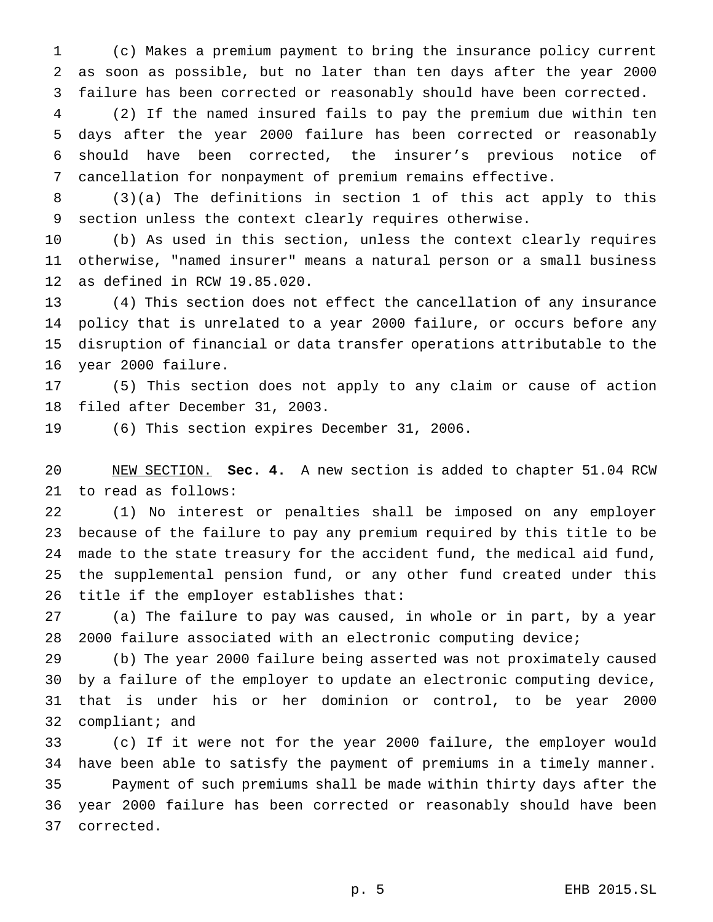(c) Makes a premium payment to bring the insurance policy current as soon as possible, but no later than ten days after the year 2000 failure has been corrected or reasonably should have been corrected.

(2) If the named insured fails to pay the premium due within ten days after the year 2000 failure has been corrected or reasonably should have been corrected, the insurer's previous notice of cancellation for nonpayment of premium remains effective.

(3)(a) The definitions in section 1 of this act apply to this section unless the context clearly requires otherwise.

(b) As used in this section, unless the context clearly requires otherwise, "named insurer" means a natural person or a small business as defined in RCW 19.85.020.

(4) This section does not effect the cancellation of any insurance policy that is unrelated to a year 2000 failure, or occurs before any disruption of financial or data transfer operations attributable to the year 2000 failure.

(5) This section does not apply to any claim or cause of action filed after December 31, 2003.

(6) This section expires December 31, 2006.

NEW SECTION. **Sec. 4.** A new section is added to chapter 51.04 RCW to read as follows:

(1) No interest or penalties shall be imposed on any employer because of the failure to pay any premium required by this title to be made to the state treasury for the accident fund, the medical aid fund, the supplemental pension fund, or any other fund created under this title if the employer establishes that:

(a) The failure to pay was caused, in whole or in part, by a year 2000 failure associated with an electronic computing device;

(b) The year 2000 failure being asserted was not proximately caused by a failure of the employer to update an electronic computing device, that is under his or her dominion or control, to be year 2000 compliant; and

(c) If it were not for the year 2000 failure, the employer would have been able to satisfy the payment of premiums in a timely manner. Payment of such premiums shall be made within thirty days after the year 2000 failure has been corrected or reasonably should have been corrected.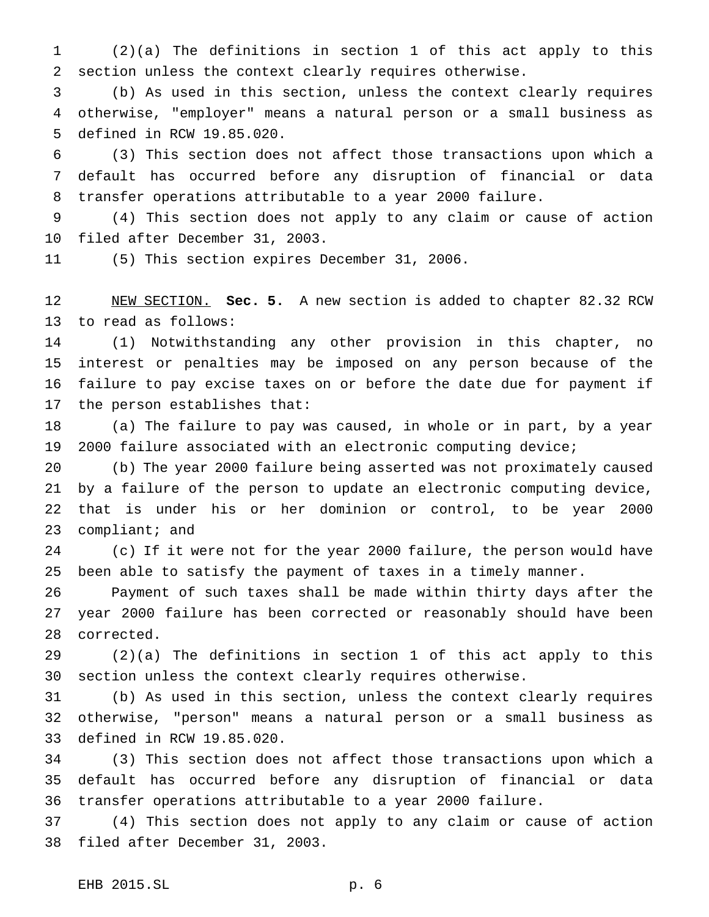(2)(a) The definitions in section 1 of this act apply to this section unless the context clearly requires otherwise.

(b) As used in this section, unless the context clearly requires otherwise, "employer" means a natural person or a small business as defined in RCW 19.85.020.

(3) This section does not affect those transactions upon which a default has occurred before any disruption of financial or data transfer operations attributable to a year 2000 failure.

(4) This section does not apply to any claim or cause of action filed after December 31, 2003.

(5) This section expires December 31, 2006.

NEW SECTION. **Sec. 5.** A new section is added to chapter 82.32 RCW to read as follows:

(1) Notwithstanding any other provision in this chapter, no interest or penalties may be imposed on any person because of the failure to pay excise taxes on or before the date due for payment if the person establishes that:

(a) The failure to pay was caused, in whole or in part, by a year 2000 failure associated with an electronic computing device;

(b) The year 2000 failure being asserted was not proximately caused by a failure of the person to update an electronic computing device, that is under his or her dominion or control, to be year 2000 compliant; and

(c) If it were not for the year 2000 failure, the person would have been able to satisfy the payment of taxes in a timely manner.

Payment of such taxes shall be made within thirty days after the year 2000 failure has been corrected or reasonably should have been corrected.

(2)(a) The definitions in section 1 of this act apply to this section unless the context clearly requires otherwise.

(b) As used in this section, unless the context clearly requires otherwise, "person" means a natural person or a small business as defined in RCW 19.85.020.

(3) This section does not affect those transactions upon which a default has occurred before any disruption of financial or data transfer operations attributable to a year 2000 failure.

(4) This section does not apply to any claim or cause of action filed after December 31, 2003.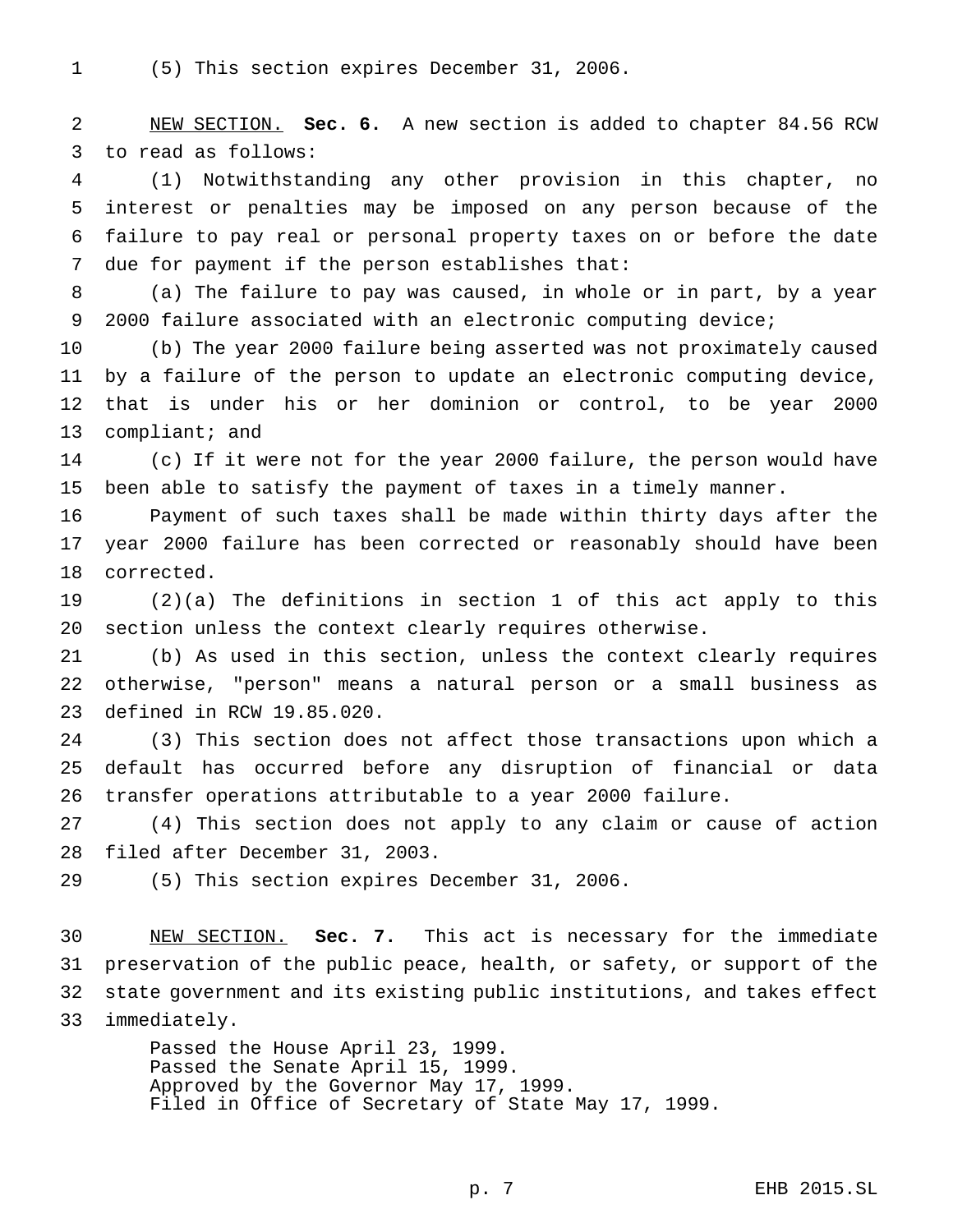(5) This section expires December 31, 2006.

NEW SECTION. **Sec. 6.** A new section is added to chapter 84.56 RCW to read as follows:

(1) Notwithstanding any other provision in this chapter, no interest or penalties may be imposed on any person because of the failure to pay real or personal property taxes on or before the date due for payment if the person establishes that:

(a) The failure to pay was caused, in whole or in part, by a year 2000 failure associated with an electronic computing device;

(b) The year 2000 failure being asserted was not proximately caused by a failure of the person to update an electronic computing device, that is under his or her dominion or control, to be year 2000 compliant; and

(c) If it were not for the year 2000 failure, the person would have been able to satisfy the payment of taxes in a timely manner.

Payment of such taxes shall be made within thirty days after the year 2000 failure has been corrected or reasonably should have been corrected.

(2)(a) The definitions in section 1 of this act apply to this section unless the context clearly requires otherwise.

(b) As used in this section, unless the context clearly requires otherwise, "person" means a natural person or a small business as defined in RCW 19.85.020.

(3) This section does not affect those transactions upon which a default has occurred before any disruption of financial or data transfer operations attributable to a year 2000 failure.

(4) This section does not apply to any claim or cause of action filed after December 31, 2003.

(5) This section expires December 31, 2006.

NEW SECTION. **Sec. 7.** This act is necessary for the immediate preservation of the public peace, health, or safety, or support of the state government and its existing public institutions, and takes effect immediately.

Passed the House April 23, 1999.
Passed the Senate April 15, 1999.
Approved by the Governor May 17, 1999.
Filed in Office of Secretary of State May 17, 1999.